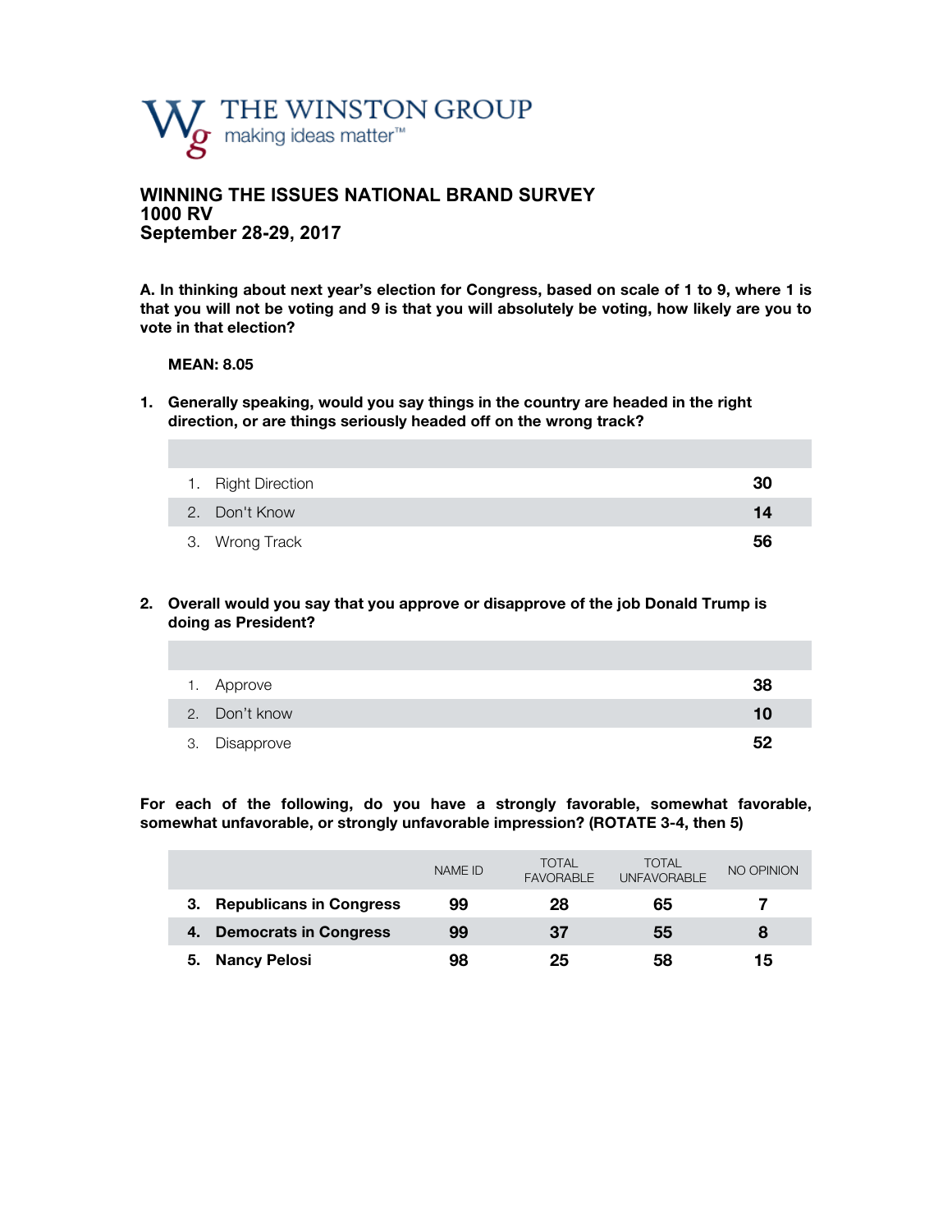THE WINSTON GROUP
making ideas matter™

## WINNING THE ISSUES NATIONAL BRAND SURVEY
## 1000 RV
## September 28-29, 2017

**A. In thinking about next year's election for Congress, based on scale of 1 to 9, where 1 is that you will not be voting and 9 is that you will absolutely be voting, how likely are you to vote in that election?**

**MEAN: 8.05**

**1. Generally speaking, would you say things in the country are headed in the right direction, or are things seriously headed off on the wrong track?**

| | |
|---|---|
| 1. Right Direction | **30** |
| 2. Don't Know | **14** |
| 3. Wrong Track | **56** |

**2. Overall would you say that you approve or disapprove of the job Donald Trump is doing as President?**

| | |
|---|---|
| 1. Approve | **38** |
| 2. Don't know | **10** |
| 3. Disapprove | **52** |

**For each of the following, do you have a strongly favorable, somewhat favorable, somewhat unfavorable, or strongly unfavorable impression? (ROTATE 3-4, then 5)**

| | NAME ID | TOTAL FAVORABLE | TOTAL UNFAVORABLE | NO OPINION |
|---|---|---|---|---|
| **3. Republicans in Congress** | **99** | **28** | **65** | **7** |
| **4. Democrats in Congress** | **99** | **37** | **55** | **8** |
| **5. Nancy Pelosi** | **98** | **25** | **58** | **15** |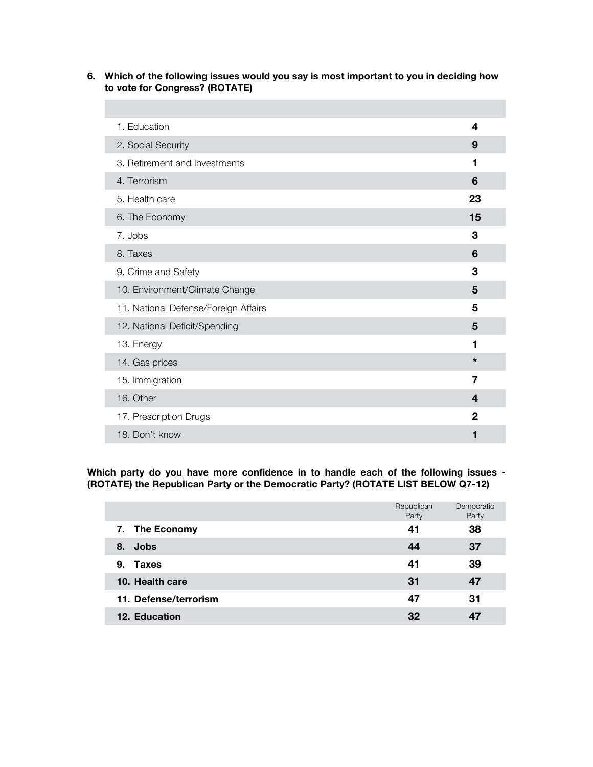**6. Which of the following issues would you say is most important to you in deciding how to vote for Congress? (ROTATE)**

| | |
|---|---|
| 1. Education | **4** |
| 2. Social Security | **9** |
| 3. Retirement and Investments | **1** |
| 4. Terrorism | **6** |
| 5. Health care | **23** |
| 6. The Economy | **15** |
| 7. Jobs | **3** |
| 8. Taxes | **6** |
| 9. Crime and Safety | **3** |
| 10. Environment/Climate Change | **5** |
| 11. National Defense/Foreign Affairs | **5** |
| 12. National Deficit/Spending | **5** |
| 13. Energy | **1** |
| 14. Gas prices | ***** |
| 15. Immigration | **7** |
| 16. Other | **4** |
| 17. Prescription Drugs | **2** |
| 18. Don't know | **1** |

**Which party do you have more confidence in to handle each of the following issues - (ROTATE) the Republican Party or the Democratic Party? (ROTATE LIST BELOW Q7-12)**

| | Republican Party | Democratic Party |
|---|---|---|
| **7. The Economy** | **41** | **38** |
| **8. Jobs** | **44** | **37** |
| **9. Taxes** | **41** | **39** |
| **10. Health care** | **31** | **47** |
| **11. Defense/terrorism** | **47** | **31** |
| **12. Education** | **32** | **47** |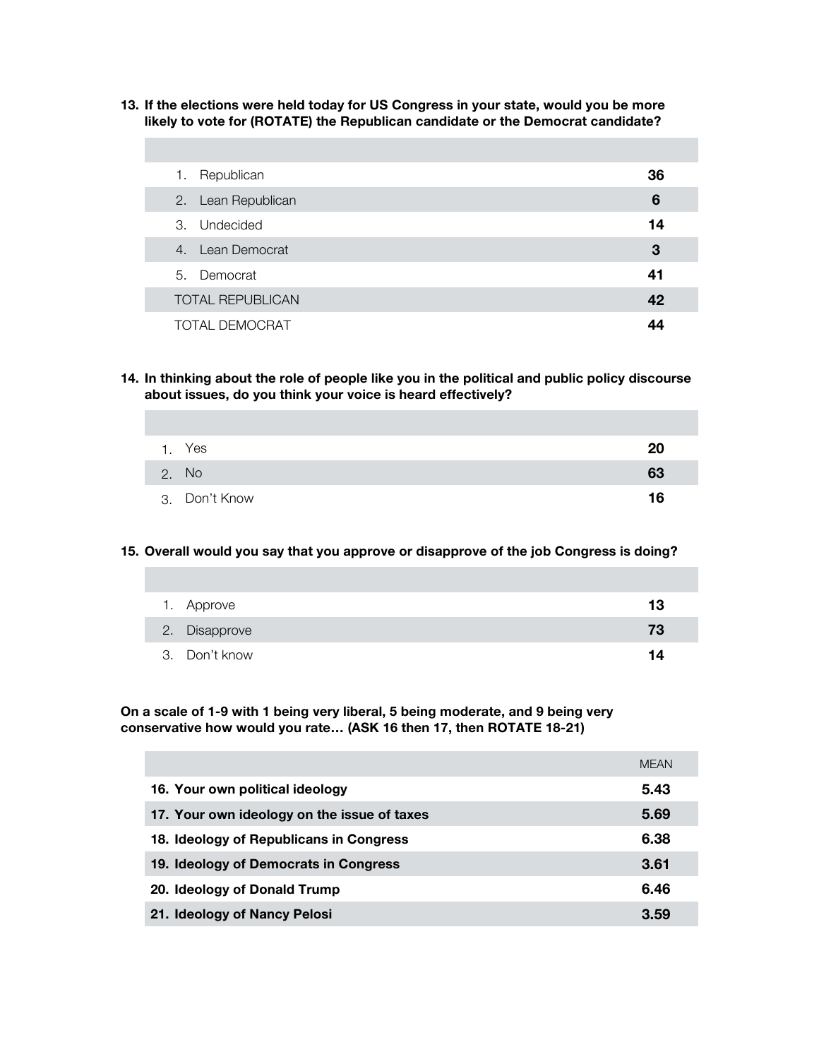**13. If the elections were held today for US Congress in your state, would you be more likely to vote for (ROTATE) the Republican candidate or the Democrat candidate?**

| | |
|---|---|
| 1. Republican | **36** |
| 2. Lean Republican | **6** |
| 3. Undecided | **14** |
| 4. Lean Democrat | **3** |
| 5. Democrat | **41** |
| TOTAL REPUBLICAN | **42** |
| TOTAL DEMOCRAT | **44** |

**14. In thinking about the role of people like you in the political and public policy discourse about issues, do you think your voice is heard effectively?**

| | |
|---|---|
| 1. Yes | **20** |
| 2. No | **63** |
| 3. Don't Know | **16** |

**15. Overall would you say that you approve or disapprove of the job Congress is doing?**

| | |
|---|---|
| 1. Approve | **13** |
| 2. Disapprove | **73** |
| 3. Don't know | **14** |

**On a scale of 1-9 with 1 being very liberal, 5 being moderate, and 9 being very conservative how would you rate… (ASK 16 then 17, then ROTATE 18-21)**

| | MEAN |
|---|---|
| **16. Your own political ideology** | **5.43** |
| **17. Your own ideology on the issue of taxes** | **5.69** |
| **18. Ideology of Republicans in Congress** | **6.38** |
| **19. Ideology of Democrats in Congress** | **3.61** |
| **20. Ideology of Donald Trump** | **6.46** |
| **21. Ideology of Nancy Pelosi** | **3.59** |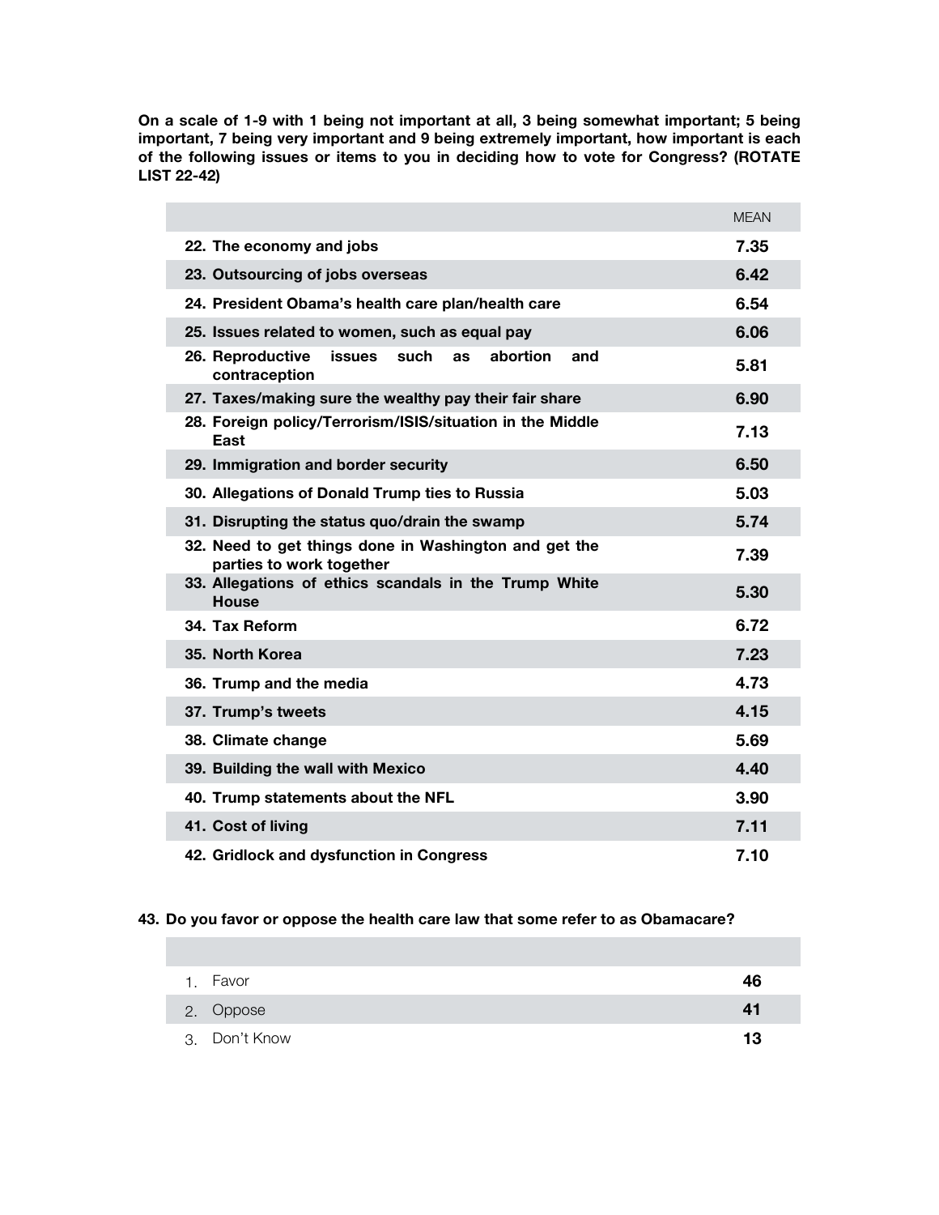**On a scale of 1-9 with 1 being not important at all, 3 being somewhat important; 5 being important, 7 being very important and 9 being extremely important, how important is each of the following issues or items to you in deciding how to vote for Congress? (ROTATE LIST 22-42)**

| | MEAN |
|---|---|
| **22. The economy and jobs** | **7.35** |
| **23. Outsourcing of jobs overseas** | **6.42** |
| **24. President Obama's health care plan/health care** | **6.54** |
| **25. Issues related to women, such as equal pay** | **6.06** |
| **26. Reproductive issues such as abortion and contraception** | **5.81** |
| **27. Taxes/making sure the wealthy pay their fair share** | **6.90** |
| **28. Foreign policy/Terrorism/ISIS/situation in the Middle East** | **7.13** |
| **29. Immigration and border security** | **6.50** |
| **30. Allegations of Donald Trump ties to Russia** | **5.03** |
| **31. Disrupting the status quo/drain the swamp** | **5.74** |
| **32. Need to get things done in Washington and get the parties to work together** | **7.39** |
| **33. Allegations of ethics scandals in the Trump White House** | **5.30** |
| **34. Tax Reform** | **6.72** |
| **35. North Korea** | **7.23** |
| **36. Trump and the media** | **4.73** |
| **37. Trump's tweets** | **4.15** |
| **38. Climate change** | **5.69** |
| **39. Building the wall with Mexico** | **4.40** |
| **40. Trump statements about the NFL** | **3.90** |
| **41. Cost of living** | **7.11** |
| **42. Gridlock and dysfunction in Congress** | **7.10** |

**43. Do you favor or oppose the health care law that some refer to as Obamacare?**

| | |
|---|---|
| 1. Favor | **46** |
| 2. Oppose | **41** |
| 3. Don't Know | **13** |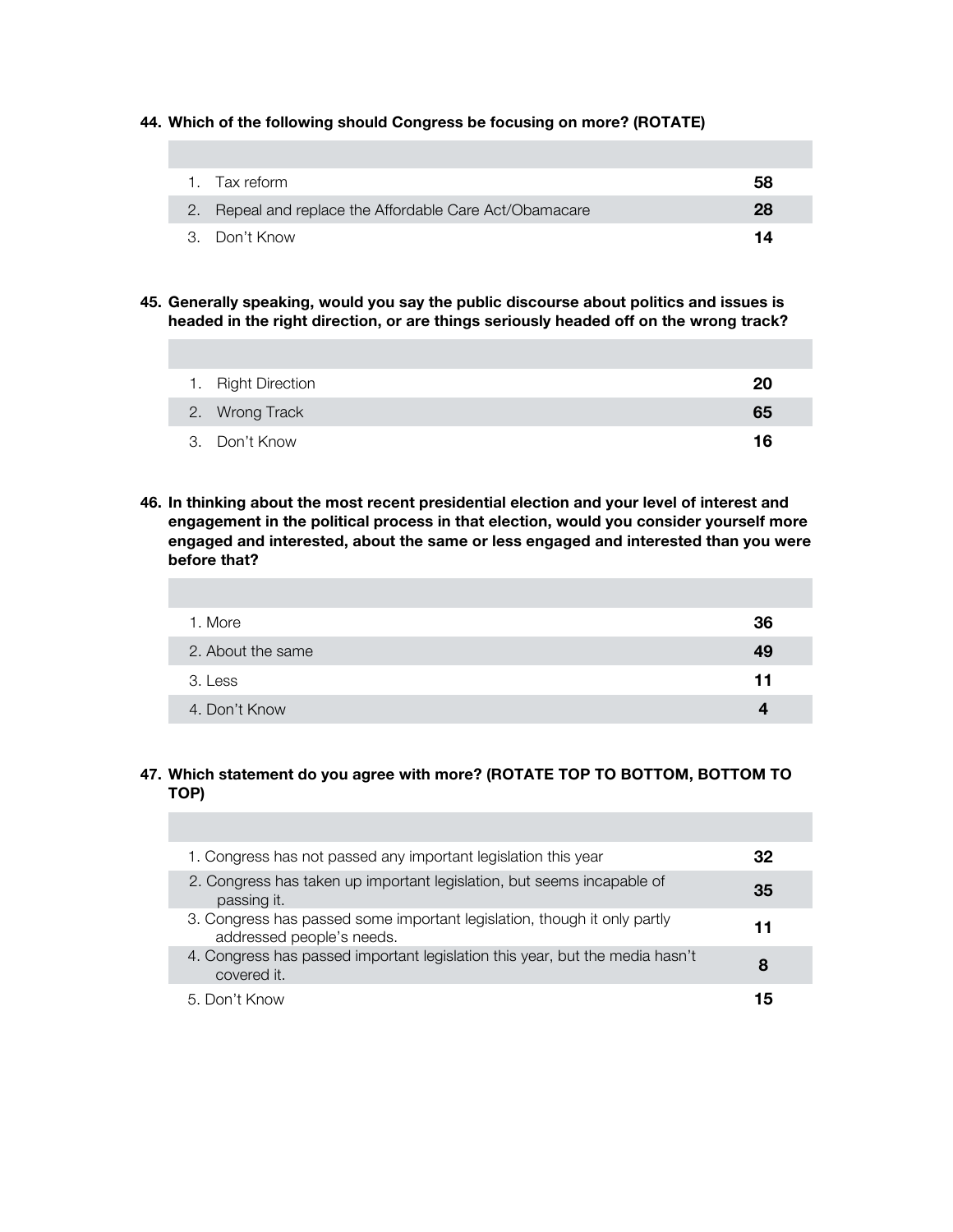**44. Which of the following should Congress be focusing on more? (ROTATE)**

| | |
|---|---|
| 1. Tax reform | **58** |
| 2. Repeal and replace the Affordable Care Act/Obamacare | **28** |
| 3. Don't Know | **14** |

**45. Generally speaking, would you say the public discourse about politics and issues is headed in the right direction, or are things seriously headed off on the wrong track?**

| | |
|---|---|
| 1. Right Direction | **20** |
| 2. Wrong Track | **65** |
| 3. Don't Know | **16** |

**46. In thinking about the most recent presidential election and your level of interest and engagement in the political process in that election, would you consider yourself more engaged and interested, about the same or less engaged and interested than you were before that?**

| | |
|---|---|
| 1. More | **36** |
| 2. About the same | **49** |
| 3. Less | **11** |
| 4. Don't Know | **4** |

**47. Which statement do you agree with more? (ROTATE TOP TO BOTTOM, BOTTOM TO TOP)**

| | |
|---|---|
| 1. Congress has not passed any important legislation this year | **32** |
| 2. Congress has taken up important legislation, but seems incapable of passing it. | **35** |
| 3. Congress has passed some important legislation, though it only partly addressed people's needs. | **11** |
| 4. Congress has passed important legislation this year, but the media hasn't covered it. | **8** |
| 5. Don't Know | **15** |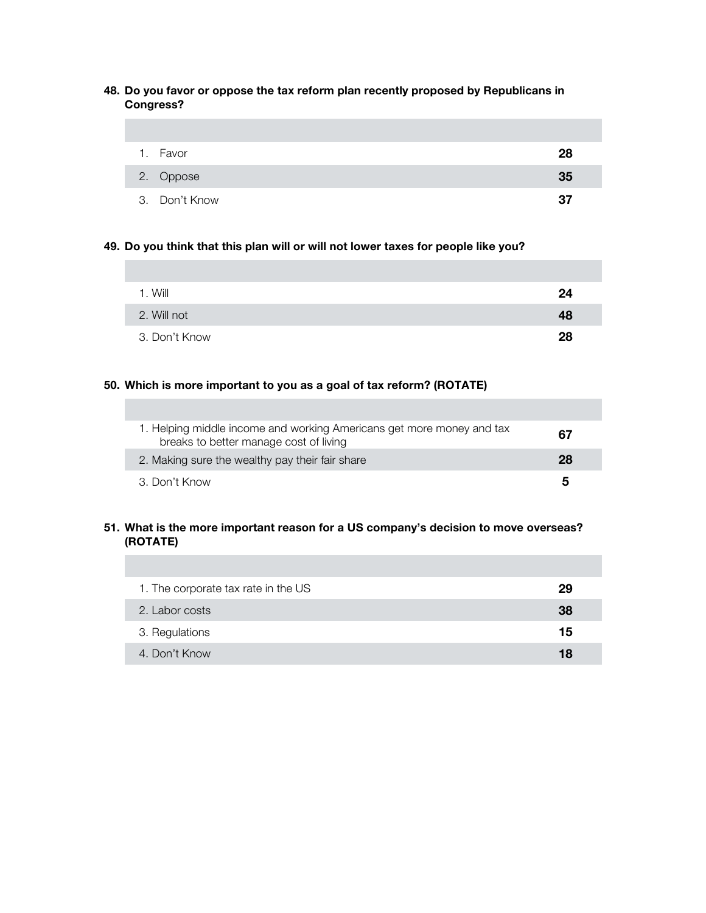**48. Do you favor or oppose the tax reform plan recently proposed by Republicans in Congress?**

| | |
|---|---|
| 1. Favor | **28** |
| 2. Oppose | **35** |
| 3. Don't Know | **37** |

**49. Do you think that this plan will or will not lower taxes for people like you?**

| | |
|---|---|
| 1. Will | **24** |
| 2. Will not | **48** |
| 3. Don't Know | **28** |

**50. Which is more important to you as a goal of tax reform? (ROTATE)**

| | |
|---|---|
| 1. Helping middle income and working Americans get more money and tax breaks to better manage cost of living | **67** |
| 2. Making sure the wealthy pay their fair share | **28** |
| 3. Don't Know | **5** |

**51. What is the more important reason for a US company's decision to move overseas? (ROTATE)**

| | |
|---|---|
| 1. The corporate tax rate in the US | **29** |
| 2. Labor costs | **38** |
| 3. Regulations | **15** |
| 4. Don't Know | **18** |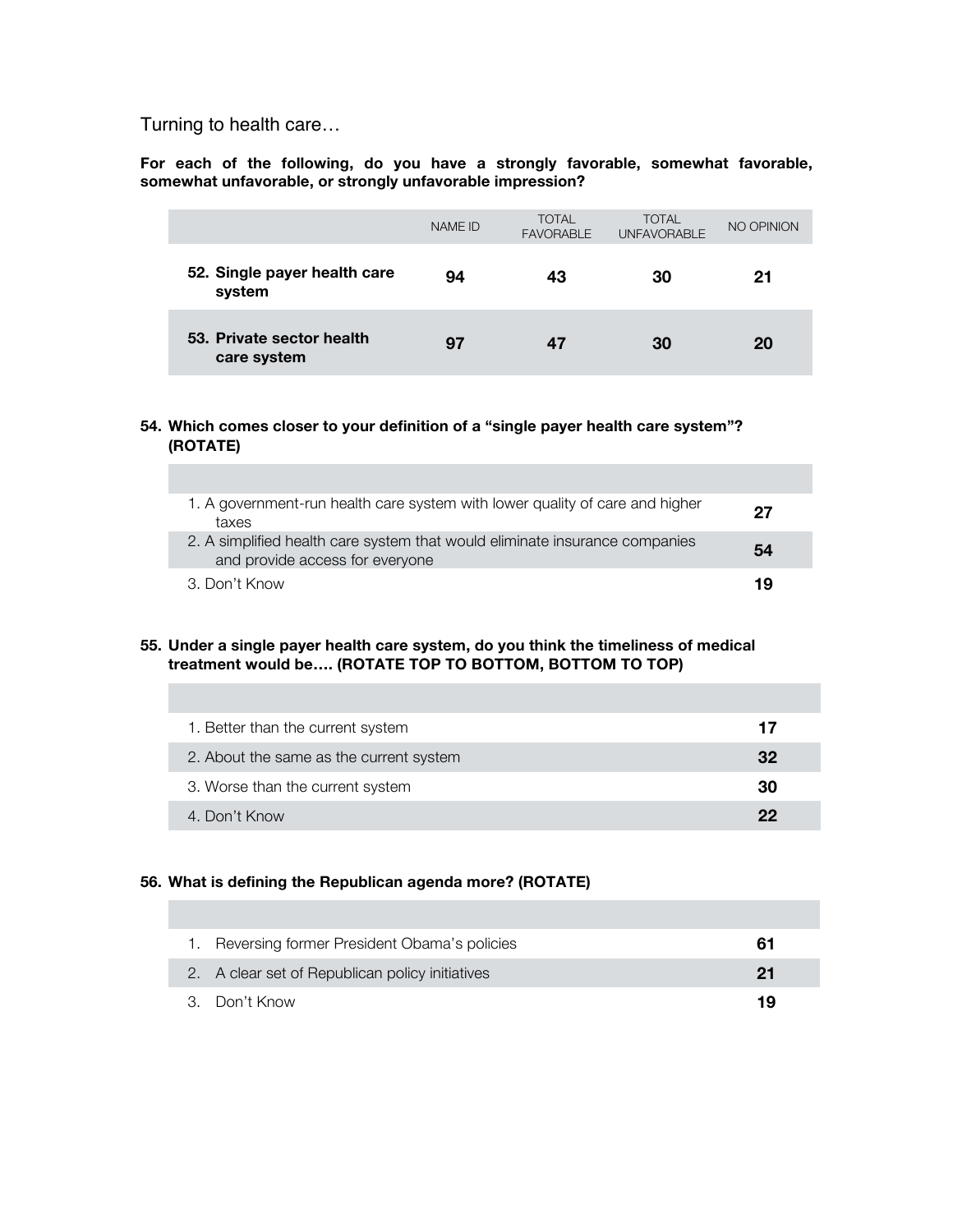Turning to health care…

**For each of the following, do you have a strongly favorable, somewhat favorable, somewhat unfavorable, or strongly unfavorable impression?**

| | NAME ID | TOTAL FAVORABLE | TOTAL UNFAVORABLE | NO OPINION |
|---|---|---|---|---|
| **52. Single payer health care system** | **94** | **43** | **30** | **21** |
| **53. Private sector health care system** | **97** | **47** | **30** | **20** |

**54. Which comes closer to your definition of a "single payer health care system"? (ROTATE)**

| | |
|---|---|
| 1. A government-run health care system with lower quality of care and higher taxes | **27** |
| 2. A simplified health care system that would eliminate insurance companies and provide access for everyone | **54** |
| 3. Don't Know | **19** |

**55. Under a single payer health care system, do you think the timeliness of medical treatment would be…. (ROTATE TOP TO BOTTOM, BOTTOM TO TOP)**

| | |
|---|---|
| 1. Better than the current system | **17** |
| 2. About the same as the current system | **32** |
| 3. Worse than the current system | **30** |
| 4. Don't Know | **22** |

**56. What is defining the Republican agenda more? (ROTATE)**

| | |
|---|---|
| 1. Reversing former President Obama's policies | **61** |
| 2. A clear set of Republican policy initiatives | **21** |
| 3. Don't Know | **19** |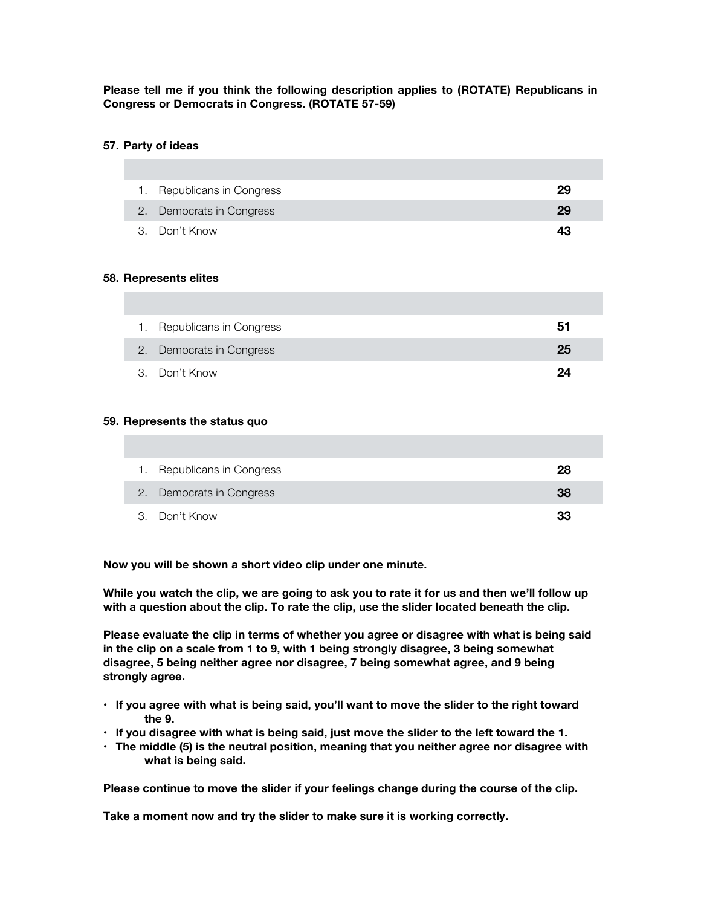**Please tell me if you think the following description applies to (ROTATE) Republicans in Congress or Democrats in Congress. (ROTATE 57-59)**

**57. Party of ideas**

| | |
|---|---|
| 1. Republicans in Congress | **29** |
| 2. Democrats in Congress | **29** |
| 3. Don't Know | **43** |

**58. Represents elites**

| | |
|---|---|
| 1. Republicans in Congress | **51** |
| 2. Democrats in Congress | **25** |
| 3. Don't Know | **24** |

**59. Represents the status quo**

| | |
|---|---|
| 1. Republicans in Congress | **28** |
| 2. Democrats in Congress | **38** |
| 3. Don't Know | **33** |

**Now you will be shown a short video clip under one minute.**

**While you watch the clip, we are going to ask you to rate it for us and then we'll follow up with a question about the clip. To rate the clip, use the slider located beneath the clip.**

**Please evaluate the clip in terms of whether you agree or disagree with what is being said in the clip on a scale from 1 to 9, with 1 being strongly disagree, 3 being somewhat disagree, 5 being neither agree nor disagree, 7 being somewhat agree, and 9 being strongly agree.**

- **If you agree with what is being said, you'll want to move the slider to the right toward the 9.**
- **If you disagree with what is being said, just move the slider to the left toward the 1.**
- **The middle (5) is the neutral position, meaning that you neither agree nor disagree with what is being said.**

**Please continue to move the slider if your feelings change during the course of the clip.**

**Take a moment now and try the slider to make sure it is working correctly.**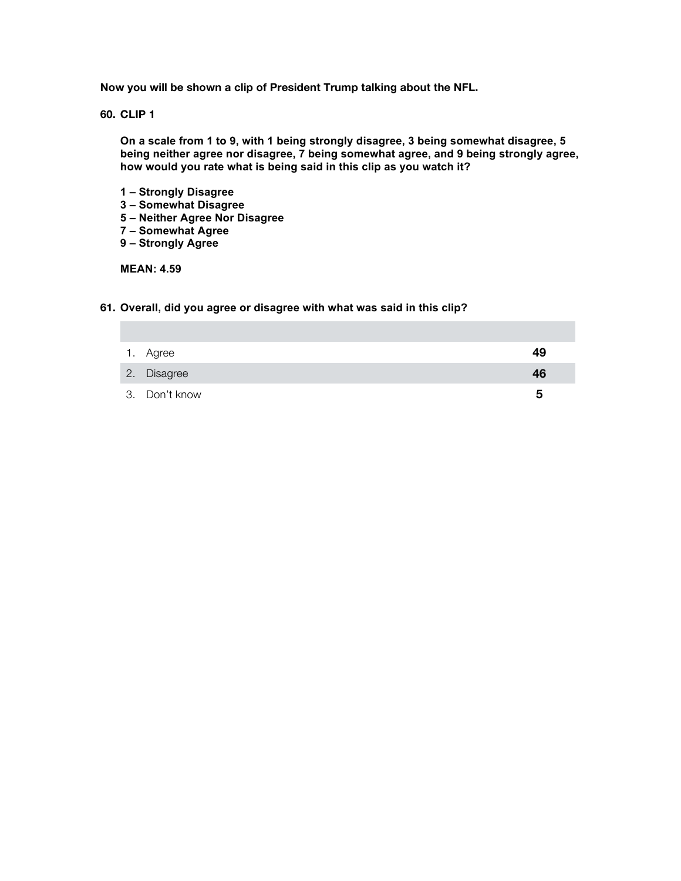**Now you will be shown a clip of President Trump talking about the NFL.**

**60. CLIP 1**

**On a scale from 1 to 9, with 1 being strongly disagree, 3 being somewhat disagree, 5 being neither agree nor disagree, 7 being somewhat agree, and 9 being strongly agree, how would you rate what is being said in this clip as you watch it?**

**1 – Strongly Disagree**
**3 – Somewhat Disagree**
**5 – Neither Agree Nor Disagree**
**7 – Somewhat Agree**
**9 – Strongly Agree**

**MEAN: 4.59**

**61. Overall, did you agree or disagree with what was said in this clip?**

| | |
|---|---|
| 1. Agree | **49** |
| 2. Disagree | **46** |
| 3. Don't know | **5** |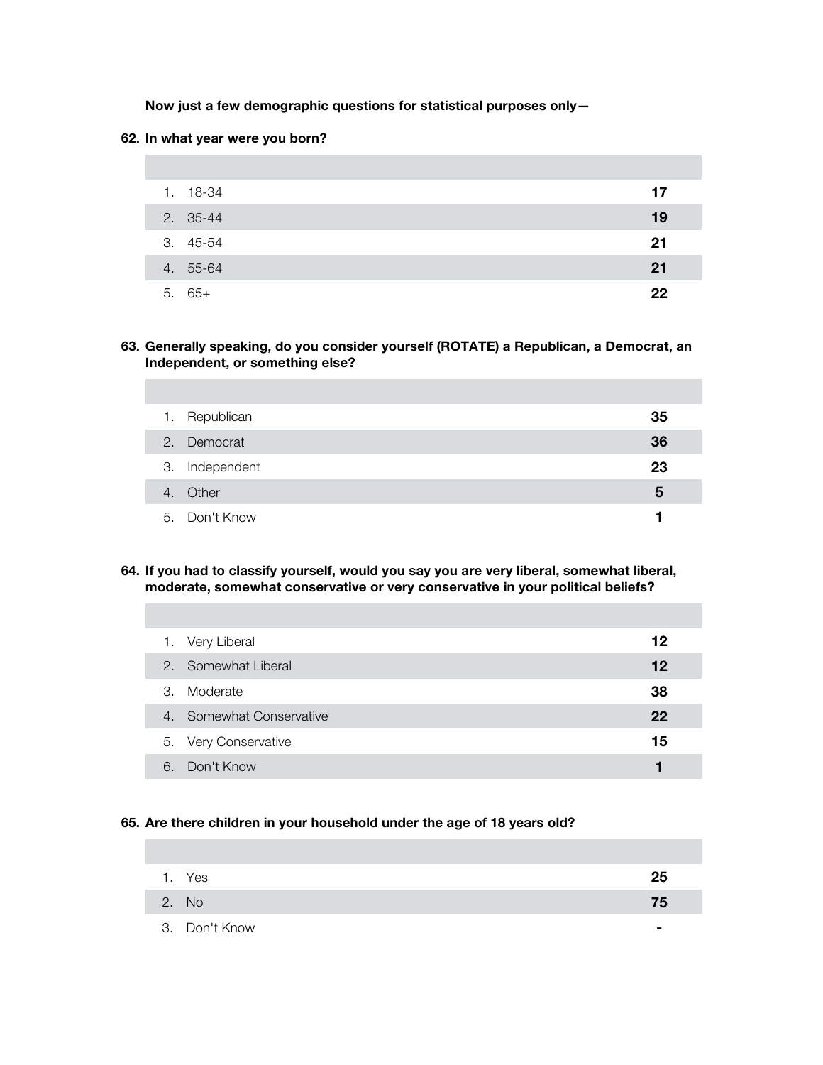**Now just a few demographic questions for statistical purposes only—**

**62. In what year were you born?**

| | |
|---|---|
| 1. 18-34 | **17** |
| 2. 35-44 | **19** |
| 3. 45-54 | **21** |
| 4. 55-64 | **21** |
| 5. 65+ | **22** |

**63. Generally speaking, do you consider yourself (ROTATE) a Republican, a Democrat, an Independent, or something else?**

| | |
|---|---|
| 1. Republican | **35** |
| 2. Democrat | **36** |
| 3. Independent | **23** |
| 4. Other | **5** |
| 5. Don't Know | **1** |

**64. If you had to classify yourself, would you say you are very liberal, somewhat liberal, moderate, somewhat conservative or very conservative in your political beliefs?**

| | |
|---|---|
| 1. Very Liberal | **12** |
| 2. Somewhat Liberal | **12** |
| 3. Moderate | **38** |
| 4. Somewhat Conservative | **22** |
| 5. Very Conservative | **15** |
| 6. Don't Know | **1** |

**65. Are there children in your household under the age of 18 years old?**

| | |
|---|---|
| 1. Yes | **25** |
| 2. No | **75** |
| 3. Don't Know | **-** |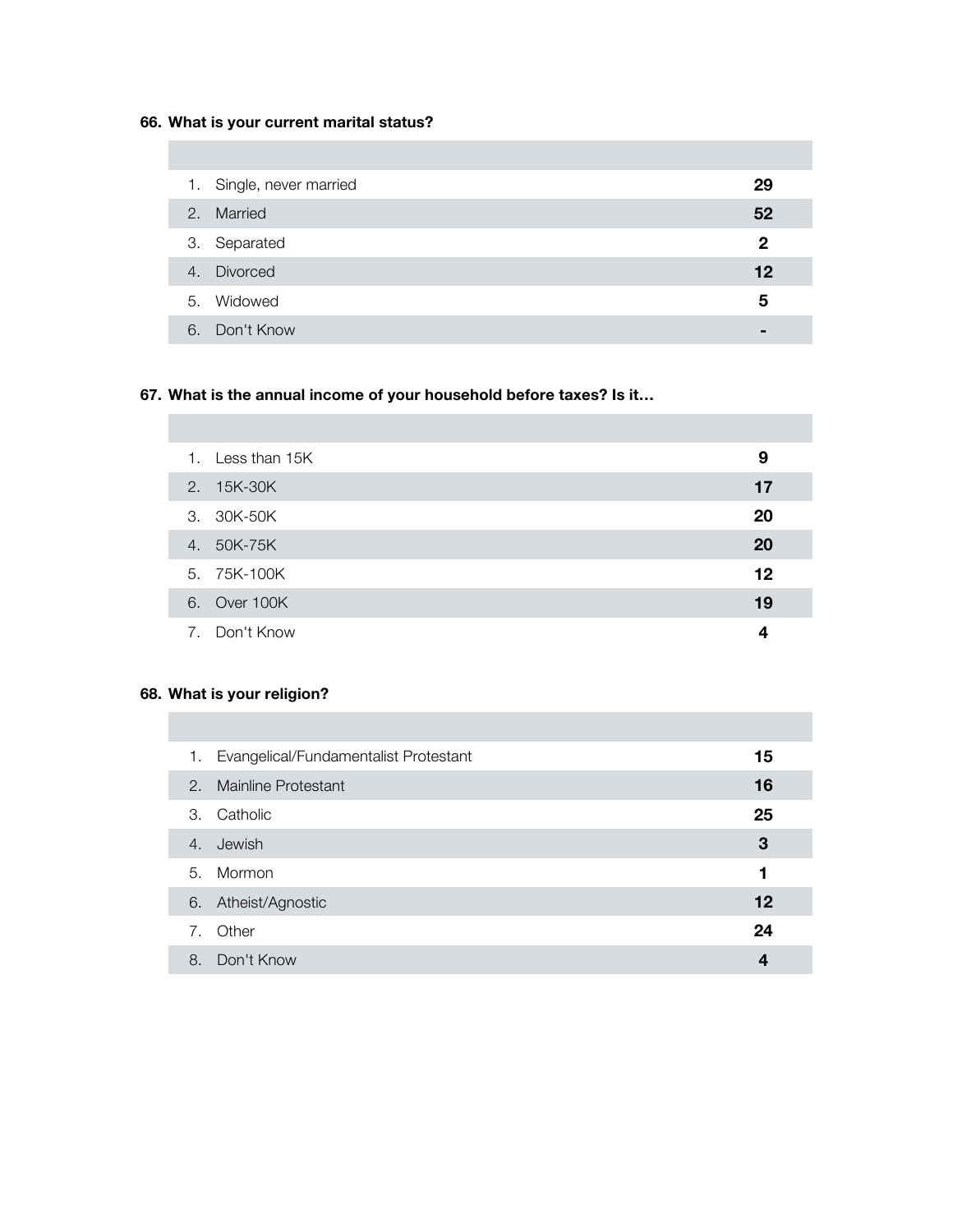**66. What is your current marital status?**

| | | |
|---|---|---|
| 1. | Single, never married | **29** |
| 2. | Married | **52** |
| 3. | Separated | **2** |
| 4. | Divorced | **12** |
| 5. | Widowed | **5** |
| 6. | Don't Know | **-** |

**67. What is the annual income of your household before taxes? Is it…**

| | | |
|---|---|---|
| 1. | Less than 15K | **9** |
| 2. | 15K-30K | **17** |
| 3. | 30K-50K | **20** |
| 4. | 50K-75K | **20** |
| 5. | 75K-100K | **12** |
| 6. | Over 100K | **19** |
| 7. | Don't Know | **4** |

**68. What is your religion?**

| | | |
|---|---|---|
| 1. | Evangelical/Fundamentalist Protestant | **15** |
| 2. | Mainline Protestant | **16** |
| 3. | Catholic | **25** |
| 4. | Jewish | **3** |
| 5. | Mormon | **1** |
| 6. | Atheist/Agnostic | **12** |
| 7. | Other | **24** |
| 8. | Don't Know | **4** |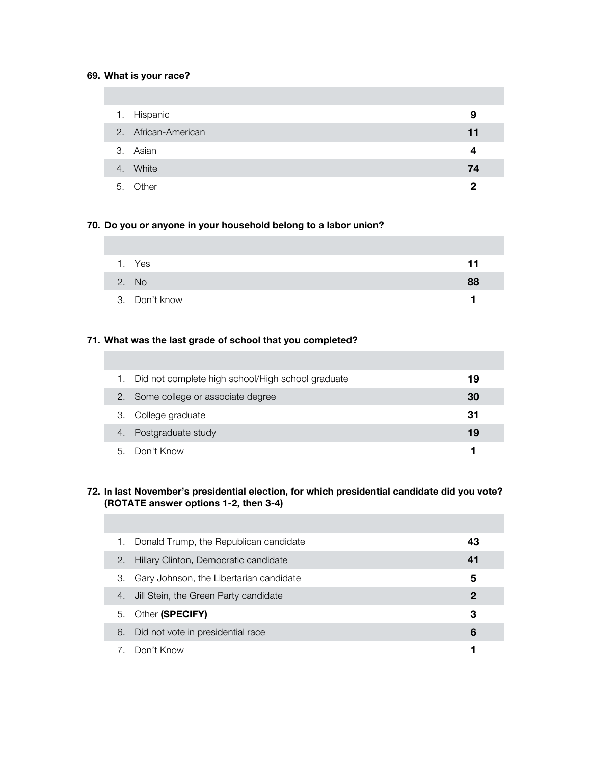**69. What is your race?**

| | |
|---|---|
| 1. Hispanic | 9 |
| 2. African-American | 11 |
| 3. Asian | 4 |
| 4. White | 74 |
| 5. Other | 2 |

**70. Do you or anyone in your household belong to a labor union?**

| | |
|---|---|
| 1. Yes | 11 |
| 2. No | 88 |
| 3. Don't know | 1 |

**71. What was the last grade of school that you completed?**

| | |
|---|---|
| 1. Did not complete high school/High school graduate | 19 |
| 2. Some college or associate degree | 30 |
| 3. College graduate | 31 |
| 4. Postgraduate study | 19 |
| 5. Don't Know | 1 |

**72. In last November's presidential election, for which presidential candidate did you vote? (ROTATE answer options 1-2, then 3-4)**

| | |
|---|---|
| 1. Donald Trump, the Republican candidate | 43 |
| 2. Hillary Clinton, Democratic candidate | 41 |
| 3. Gary Johnson, the Libertarian candidate | 5 |
| 4. Jill Stein, the Green Party candidate | 2 |
| 5. Other **(SPECIFY)** | 3 |
| 6. Did not vote in presidential race | 6 |
| 7. Don't Know | 1 |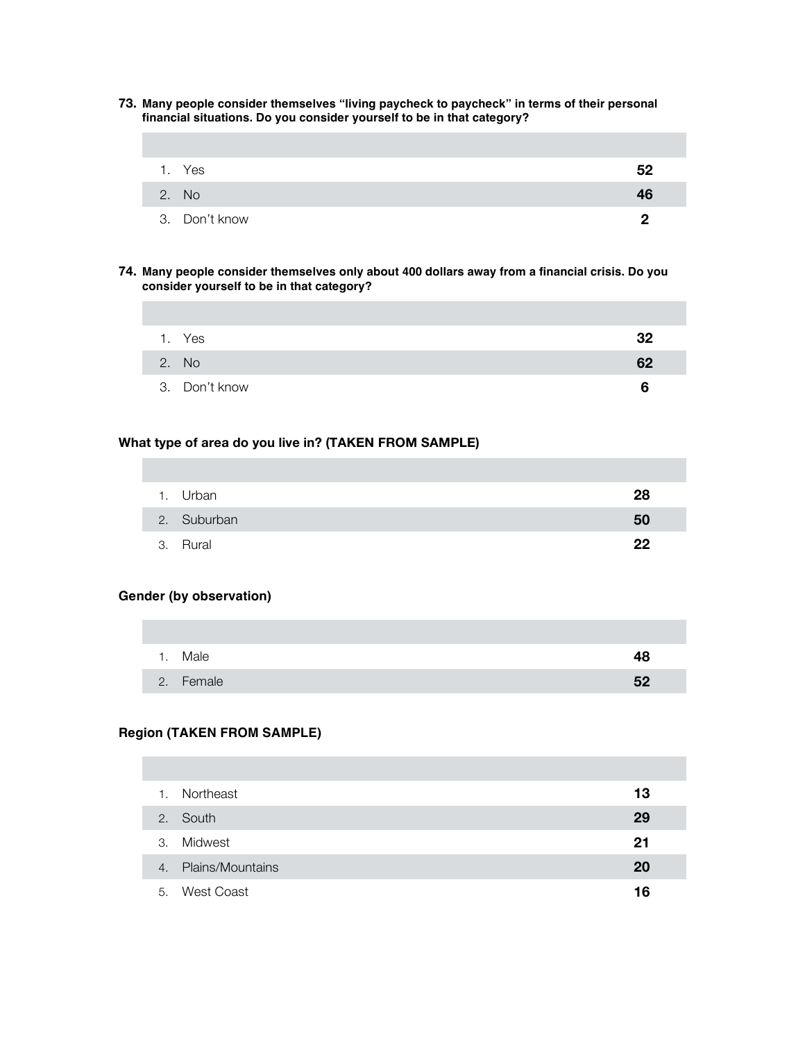**73. Many people consider themselves "living paycheck to paycheck" in terms of their personal financial situations. Do you consider yourself to be in that category?**

| | |
|---|---|
| 1. Yes | **52** |
| 2. No | **46** |
| 3. Don't know | **2** |

**74. Many people consider themselves only about 400 dollars away from a financial crisis. Do you consider yourself to be in that category?**

| | |
|---|---|
| 1. Yes | **32** |
| 2. No | **62** |
| 3. Don't know | **6** |

**What type of area do you live in? (TAKEN FROM SAMPLE)**

| | |
|---|---|
| 1. Urban | **28** |
| 2. Suburban | **50** |
| 3. Rural | **22** |

**Gender (by observation)**

| | |
|---|---|
| 1. Male | **48** |
| 2. Female | **52** |

**Region (TAKEN FROM SAMPLE)**

| | |
|---|---|
| 1. Northeast | **13** |
| 2. South | **29** |
| 3. Midwest | **21** |
| 4. Plains/Mountains | **20** |
| 5. West Coast | **16** |